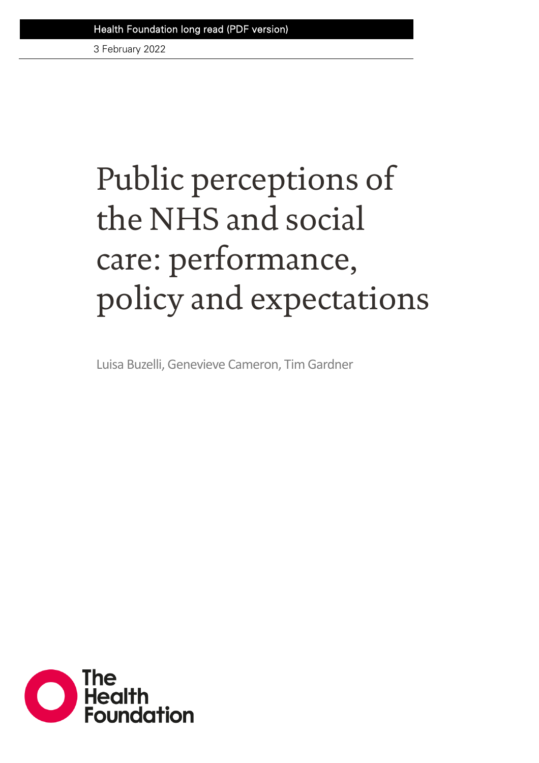Health Foundation long read (PDF version)

3 February 2022

# Public perceptions of the NHS and social care: performance, policy and expectations

Luisa Buzelli, Genevieve Cameron, Tim Gardner

The Health Foundation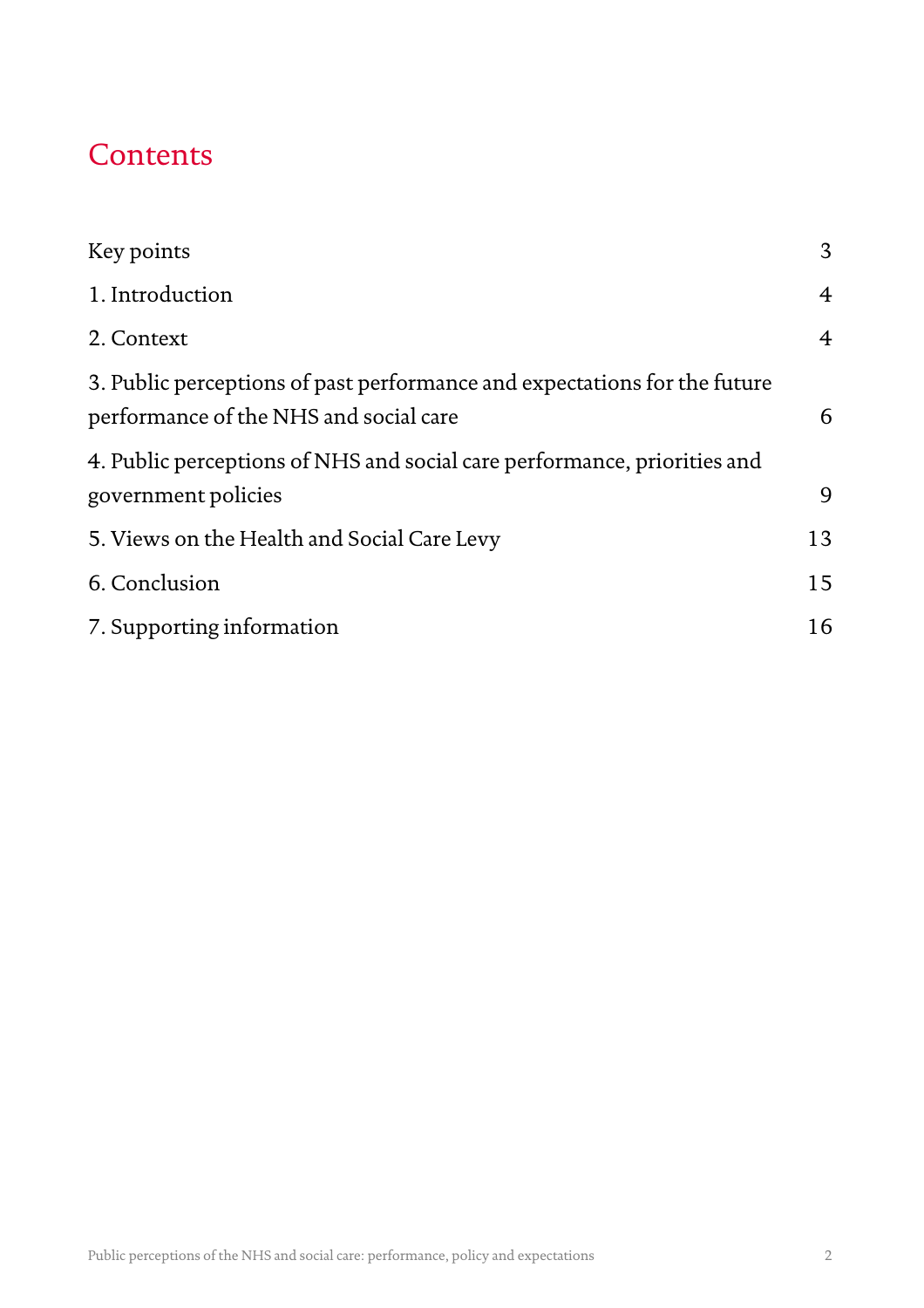# Contents

| | |
|---|---|
| Key points | 3 |
| 1. Introduction | 4 |
| 2. Context | 4 |
| 3. Public perceptions of past performance and expectations for the future performance of the NHS and social care | 6 |
| 4. Public perceptions of NHS and social care performance, priorities and government policies | 9 |
| 5. Views on the Health and Social Care Levy | 13 |
| 6. Conclusion | 15 |
| 7. Supporting information | 16 |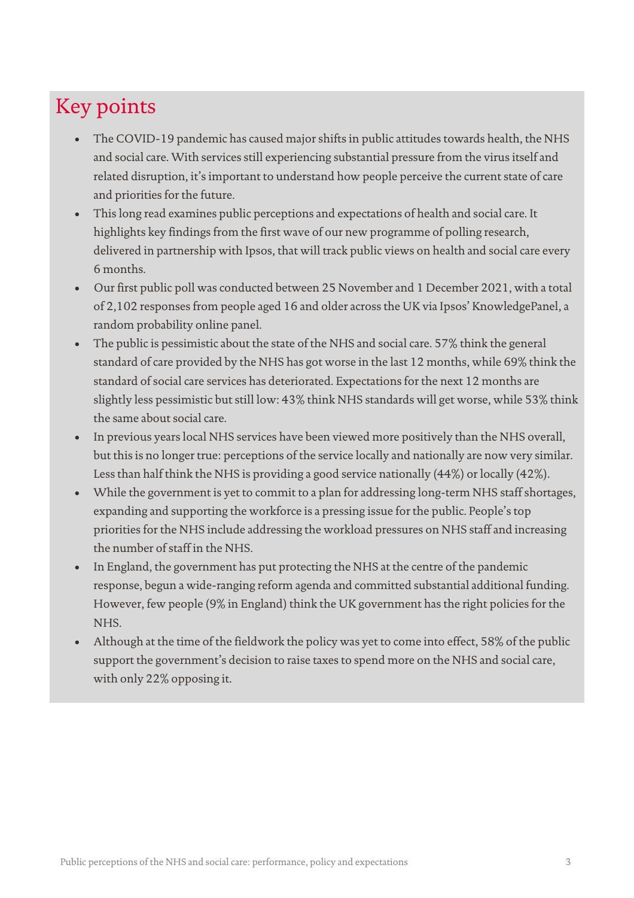# Key points

- The COVID-19 pandemic has caused major shifts in public attitudes towards health, the NHS and social care. With services still experiencing substantial pressure from the virus itself and related disruption, it's important to understand how people perceive the current state of care and priorities for the future.
- This long read examines public perceptions and expectations of health and social care. It highlights key findings from the first wave of our new programme of polling research, delivered in partnership with Ipsos, that will track public views on health and social care every 6 months.
- Our first public poll was conducted between 25 November and 1 December 2021, with a total of 2,102 responses from people aged 16 and older across the UK via Ipsos' KnowledgePanel, a random probability online panel.
- The public is pessimistic about the state of the NHS and social care. 57% think the general standard of care provided by the NHS has got worse in the last 12 months, while 69% think the standard of social care services has deteriorated. Expectations for the next 12 months are slightly less pessimistic but still low: 43% think NHS standards will get worse, while 53% think the same about social care.
- In previous years local NHS services have been viewed more positively than the NHS overall, but this is no longer true: perceptions of the service locally and nationally are now very similar. Less than half think the NHS is providing a good service nationally (44%) or locally (42%).
- While the government is yet to commit to a plan for addressing long-term NHS staff shortages, expanding and supporting the workforce is a pressing issue for the public. People's top priorities for the NHS include addressing the workload pressures on NHS staff and increasing the number of staff in the NHS.
- In England, the government has put protecting the NHS at the centre of the pandemic response, begun a wide-ranging reform agenda and committed substantial additional funding. However, few people (9% in England) think the UK government has the right policies for the NHS.
- Although at the time of the fieldwork the policy was yet to come into effect, 58% of the public support the government's decision to raise taxes to spend more on the NHS and social care, with only 22% opposing it.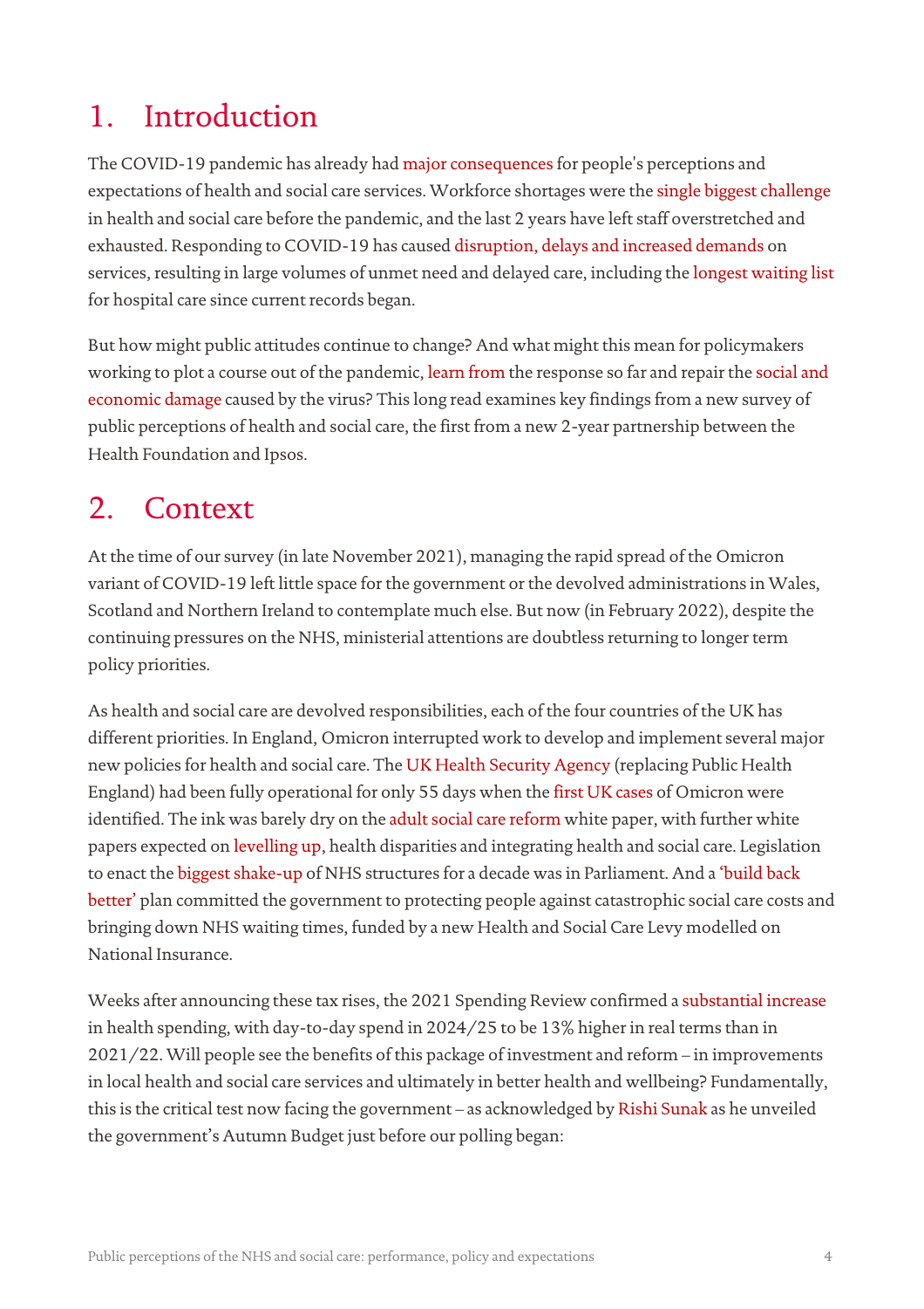# 1. Introduction

The COVID-19 pandemic has already had major consequences for people's perceptions and expectations of health and social care services. Workforce shortages were the single biggest challenge in health and social care before the pandemic, and the last 2 years have left staff overstretched and exhausted. Responding to COVID-19 has caused disruption, delays and increased demands on services, resulting in large volumes of unmet need and delayed care, including the longest waiting list for hospital care since current records began.

But how might public attitudes continue to change? And what might this mean for policymakers working to plot a course out of the pandemic, learn from the response so far and repair the social and economic damage caused by the virus? This long read examines key findings from a new survey of public perceptions of health and social care, the first from a new 2-year partnership between the Health Foundation and Ipsos.

# 2. Context

At the time of our survey (in late November 2021), managing the rapid spread of the Omicron variant of COVID-19 left little space for the government or the devolved administrations in Wales, Scotland and Northern Ireland to contemplate much else. But now (in February 2022), despite the continuing pressures on the NHS, ministerial attentions are doubtless returning to longer term policy priorities.

As health and social care are devolved responsibilities, each of the four countries of the UK has different priorities. In England, Omicron interrupted work to develop and implement several major new policies for health and social care. The UK Health Security Agency (replacing Public Health England) had been fully operational for only 55 days when the first UK cases of Omicron were identified. The ink was barely dry on the adult social care reform white paper, with further white papers expected on levelling up, health disparities and integrating health and social care. Legislation to enact the biggest shake-up of NHS structures for a decade was in Parliament. And a 'build back better' plan committed the government to protecting people against catastrophic social care costs and bringing down NHS waiting times, funded by a new Health and Social Care Levy modelled on National Insurance.

Weeks after announcing these tax rises, the 2021 Spending Review confirmed a substantial increase in health spending, with day-to-day spend in 2024/25 to be 13% higher in real terms than in 2021/22. Will people see the benefits of this package of investment and reform – in improvements in local health and social care services and ultimately in better health and wellbeing? Fundamentally, this is the critical test now facing the government – as acknowledged by Rishi Sunak as he unveiled the government's Autumn Budget just before our polling began: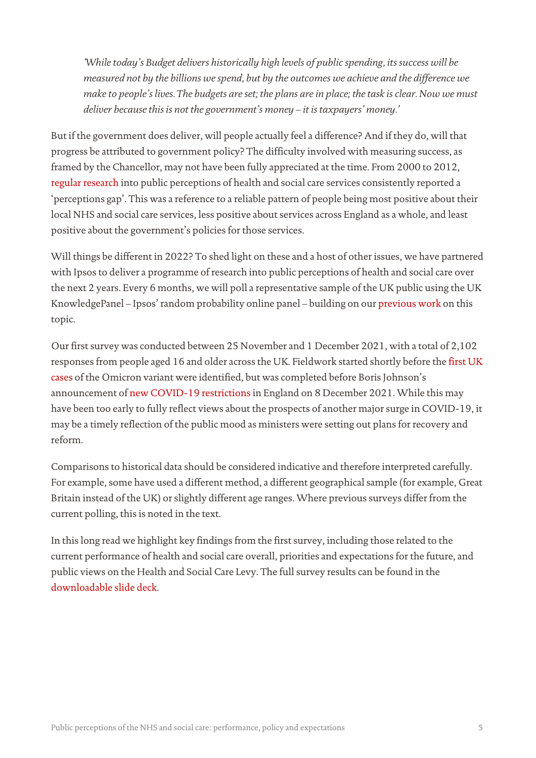*'While today's Budget delivers historically high levels of public spending, its success will be measured not by the billions we spend, but by the outcomes we achieve and the difference we make to people's lives. The budgets are set; the plans are in place; the task is clear. Now we must deliver because this is not the government's money – it is taxpayers' money.'*

But if the government does deliver, will people actually feel a difference? And if they do, will that progress be attributed to government policy? The difficulty involved with measuring success, as framed by the Chancellor, may not have been fully appreciated at the time. From 2000 to 2012, regular research into public perceptions of health and social care services consistently reported a 'perceptions gap'. This was a reference to a reliable pattern of people being most positive about their local NHS and social care services, less positive about services across England as a whole, and least positive about the government's policies for those services.

Will things be different in 2022? To shed light on these and a host of other issues, we have partnered with Ipsos to deliver a programme of research into public perceptions of health and social care over the next 2 years. Every 6 months, we will poll a representative sample of the UK public using the UK KnowledgePanel – Ipsos' random probability online panel – building on our previous work on this topic.

Our first survey was conducted between 25 November and 1 December 2021, with a total of 2,102 responses from people aged 16 and older across the UK. Fieldwork started shortly before the first UK cases of the Omicron variant were identified, but was completed before Boris Johnson's announcement of new COVID-19 restrictions in England on 8 December 2021. While this may have been too early to fully reflect views about the prospects of another major surge in COVID-19, it may be a timely reflection of the public mood as ministers were setting out plans for recovery and reform.

Comparisons to historical data should be considered indicative and therefore interpreted carefully. For example, some have used a different method, a different geographical sample (for example, Great Britain instead of the UK) or slightly different age ranges. Where previous surveys differ from the current polling, this is noted in the text.

In this long read we highlight key findings from the first survey, including those related to the current performance of health and social care overall, priorities and expectations for the future, and public views on the Health and Social Care Levy. The full survey results can be found in the downloadable slide deck.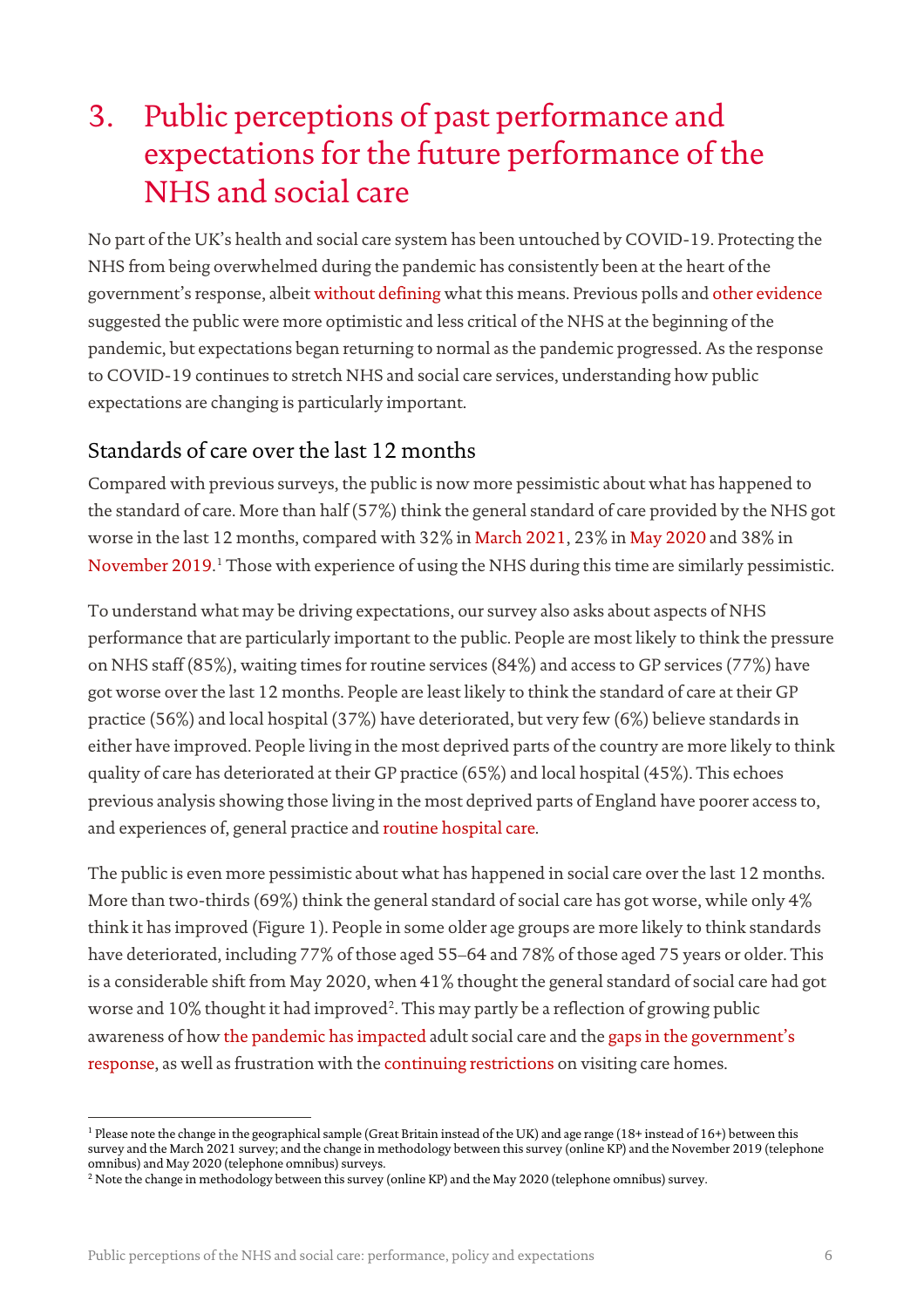# 3. Public perceptions of past performance and expectations for the future performance of the NHS and social care

No part of the UK's health and social care system has been untouched by COVID-19. Protecting the NHS from being overwhelmed during the pandemic has consistently been at the heart of the government's response, albeit without defining what this means. Previous polls and other evidence suggested the public were more optimistic and less critical of the NHS at the beginning of the pandemic, but expectations began returning to normal as the pandemic progressed. As the response to COVID-19 continues to stretch NHS and social care services, understanding how public expectations are changing is particularly important.

## Standards of care over the last 12 months

Compared with previous surveys, the public is now more pessimistic about what has happened to the standard of care. More than half (57%) think the general standard of care provided by the NHS got worse in the last 12 months, compared with 32% in March 2021, 23% in May 2020 and 38% in November 2019.[1] Those with experience of using the NHS during this time are similarly pessimistic.

To understand what may be driving expectations, our survey also asks about aspects of NHS performance that are particularly important to the public. People are most likely to think the pressure on NHS staff (85%), waiting times for routine services (84%) and access to GP services (77%) have got worse over the last 12 months. People are least likely to think the standard of care at their GP practice (56%) and local hospital (37%) have deteriorated, but very few (6%) believe standards in either have improved. People living in the most deprived parts of the country are more likely to think quality of care has deteriorated at their GP practice (65%) and local hospital (45%). This echoes previous analysis showing those living in the most deprived parts of England have poorer access to, and experiences of, general practice and routine hospital care.

The public is even more pessimistic about what has happened in social care over the last 12 months. More than two-thirds (69%) think the general standard of social care has got worse, while only 4% think it has improved (Figure 1). People in some older age groups are more likely to think standards have deteriorated, including 77% of those aged 55–64 and 78% of those aged 75 years or older. This is a considerable shift from May 2020, when 41% thought the general standard of social care had got worse and 10% thought it had improved[2]. This may partly be a reflection of growing public awareness of how the pandemic has impacted adult social care and the gaps in the government's response, as well as frustration with the continuing restrictions on visiting care homes.

---

[1] Please note the change in the geographical sample (Great Britain instead of the UK) and age range (18+ instead of 16+) between this survey and the March 2021 survey; and the change in methodology between this survey (online KP) and the November 2019 (telephone omnibus) and May 2020 (telephone omnibus) surveys.

[2] Note the change in methodology between this survey (online KP) and the May 2020 (telephone omnibus) survey.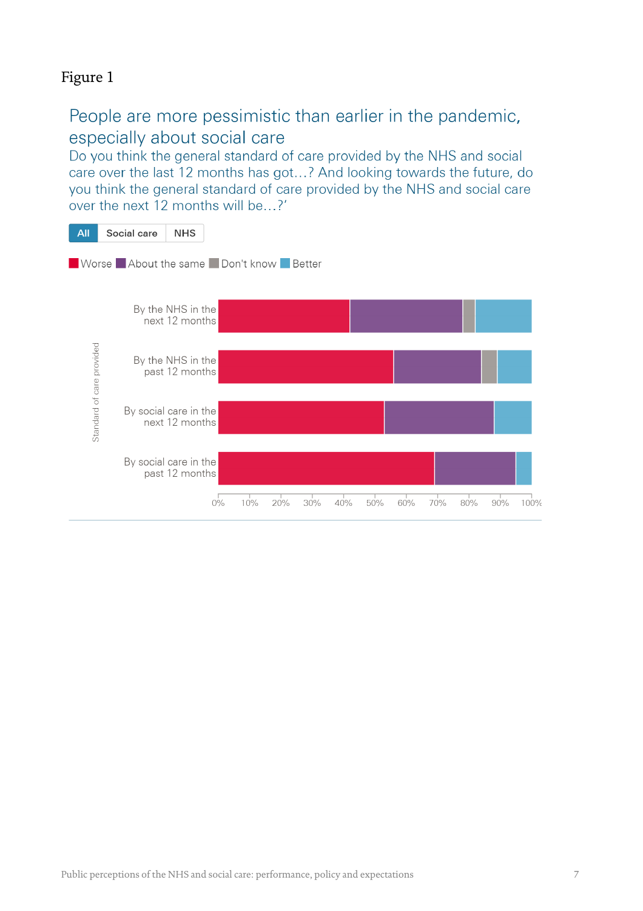Figure 1

## People are more pessimistic than earlier in the pandemic, especially about social care

Do you think the general standard of care provided by the NHS and social care over the last 12 months has got…? And looking towards the future, do you think the general standard of care provided by the NHS and social care over the next 12 months will be…?'

All | Social care | NHS

Worse | About the same | Don't know | Better

Standard of care provided

By the NHS in the next 12 months

By the NHS in the past 12 months

By social care in the next 12 months

By social care in the past 12 months

0% 10% 20% 30% 40% 50% 60% 70% 80% 90% 100%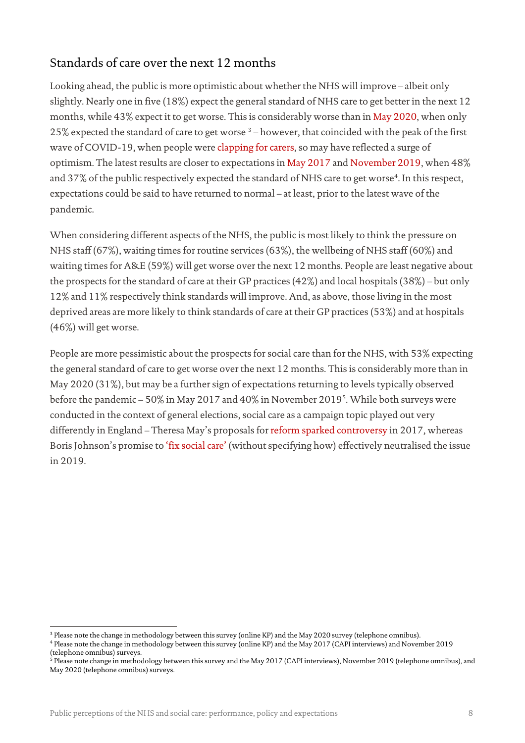## Standards of care over the next 12 months

Looking ahead, the public is more optimistic about whether the NHS will improve – albeit only slightly. Nearly one in five (18%) expect the general standard of NHS care to get better in the next 12 months, while 43% expect it to get worse. This is considerably worse than in May 2020, when only 25% expected the standard of care to get worse [3] – however, that coincided with the peak of the first wave of COVID-19, when people were clapping for carers, so may have reflected a surge of optimism. The latest results are closer to expectations in May 2017 and November 2019, when 48% and 37% of the public respectively expected the standard of NHS care to get worse[4]. In this respect, expectations could be said to have returned to normal – at least, prior to the latest wave of the pandemic.

When considering different aspects of the NHS, the public is most likely to think the pressure on NHS staff (67%), waiting times for routine services (63%), the wellbeing of NHS staff (60%) and waiting times for A&E (59%) will get worse over the next 12 months. People are least negative about the prospects for the standard of care at their GP practices (42%) and local hospitals (38%) – but only 12% and 11% respectively think standards will improve. And, as above, those living in the most deprived areas are more likely to think standards of care at their GP practices (53%) and at hospitals (46%) will get worse.

People are more pessimistic about the prospects for social care than for the NHS, with 53% expecting the general standard of care to get worse over the next 12 months. This is considerably more than in May 2020 (31%), but may be a further sign of expectations returning to levels typically observed before the pandemic – 50% in May 2017 and 40% in November 2019[5]. While both surveys were conducted in the context of general elections, social care as a campaign topic played out very differently in England – Theresa May's proposals for reform sparked controversy in 2017, whereas Boris Johnson's promise to 'fix social care' (without specifying how) effectively neutralised the issue in 2019.

---

[3] Please note the change in methodology between this survey (online KP) and the May 2020 survey (telephone omnibus).

[4] Please note the change in methodology between this survey (online KP) and the May 2017 (CAPI interviews) and November 2019 (telephone omnibus) surveys.

[5] Please note change in methodology between this survey and the May 2017 (CAPI interviews), November 2019 (telephone omnibus), and May 2020 (telephone omnibus) surveys.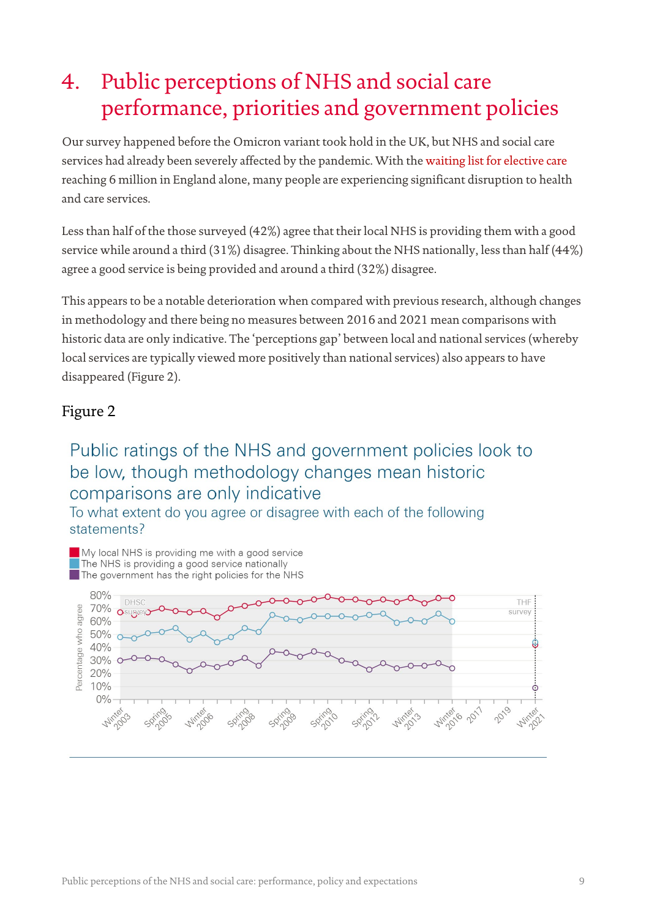# 4. Public perceptions of NHS and social care performance, priorities and government policies

Our survey happened before the Omicron variant took hold in the UK, but NHS and social care services had already been severely affected by the pandemic. With the waiting list for elective care reaching 6 million in England alone, many people are experiencing significant disruption to health and care services.

Less than half of the those surveyed (42%) agree that their local NHS is providing them with a good service while around a third (31%) disagree. Thinking about the NHS nationally, less than half (44%) agree a good service is being provided and around a third (32%) disagree.

This appears to be a notable deterioration when compared with previous research, although changes in methodology and there being no measures between 2016 and 2021 mean comparisons with historic data are only indicative. The 'perceptions gap' between local and national services (whereby local services are typically viewed more positively than national services) also appears to have disappeared (Figure 2).

## Figure 2

Public ratings of the NHS and government policies look to be low, though methodology changes mean historic comparisons are only indicative

To what extent do you agree or disagree with each of the following statements?

- My local NHS is providing me with a good service
- The NHS is providing a good service nationally
- The government has the right policies for the NHS

Percentage who agree: 0%–80%; DHSC survey: Winter 2003 – Winter 2016; THF survey: Winter 2021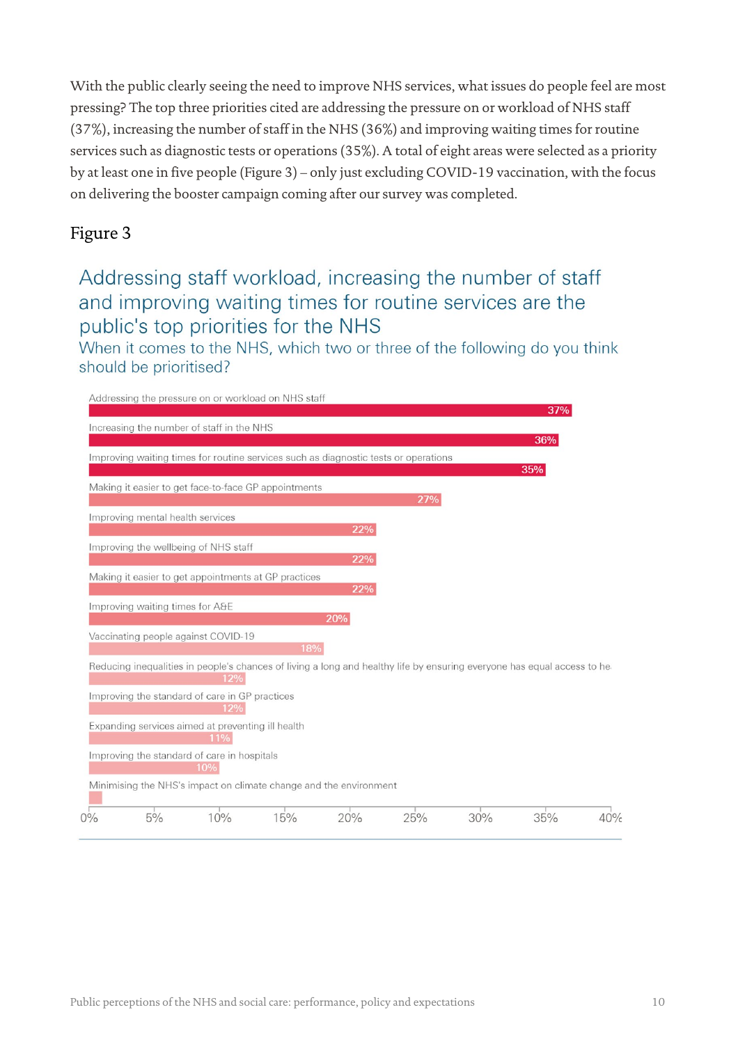With the public clearly seeing the need to improve NHS services, what issues do people feel are most pressing? The top three priorities cited are addressing the pressure on or workload of NHS staff (37%), increasing the number of staff in the NHS (36%) and improving waiting times for routine services such as diagnostic tests or operations (35%). A total of eight areas were selected as a priority by at least one in five people (Figure 3) – only just excluding COVID-19 vaccination, with the focus on delivering the booster campaign coming after our survey was completed.

## Figure 3

### Addressing staff workload, increasing the number of staff and improving waiting times for routine services are the public's top priorities for the NHS

When it comes to the NHS, which two or three of the following do you think should be prioritised?

| Priority | % |
|---|---|
| Addressing the pressure on or workload on NHS staff | 37% |
| Increasing the number of staff in the NHS | 36% |
| Improving waiting times for routine services such as diagnostic tests or operations | 35% |
| Making it easier to get face-to-face GP appointments | 27% |
| Improving mental health services | 22% |
| Improving the wellbeing of NHS staff | 22% |
| Making it easier to get appointments at GP practices | 22% |
| Improving waiting times for A&E | 20% |
| Vaccinating people against COVID-19 | 18% |
| Reducing inequalities in people's chances of living a long and healthy life by ensuring everyone has equal access to he | 12% |
| Improving the standard of care in GP practices | 12% |
| Expanding services aimed at preventing ill health | 11% |
| Improving the standard of care in hospitals | 10% |
| Minimising the NHS's impact on climate change and the environment | |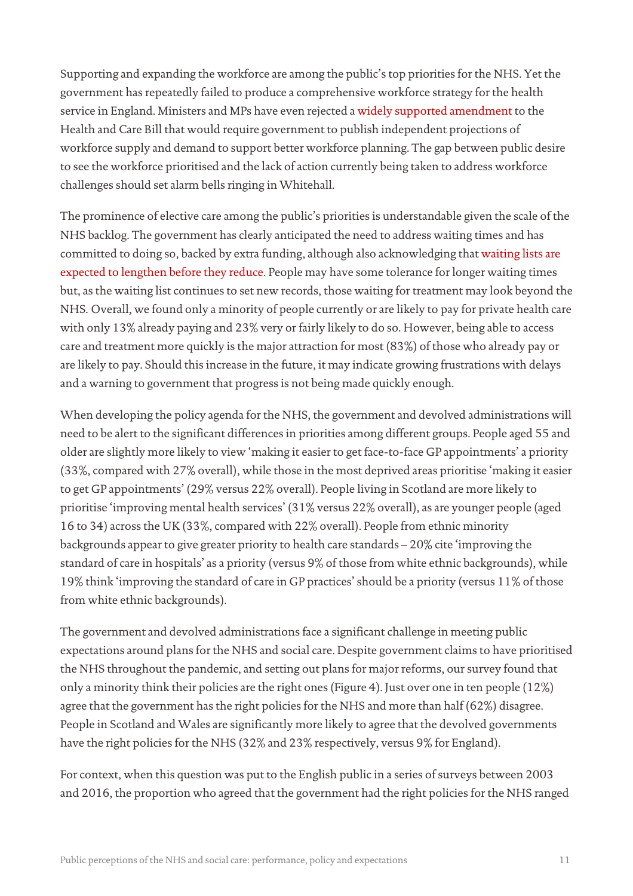Supporting and expanding the workforce are among the public's top priorities for the NHS. Yet the government has repeatedly failed to produce a comprehensive workforce strategy for the health service in England. Ministers and MPs have even rejected a widely supported amendment to the Health and Care Bill that would require government to publish independent projections of workforce supply and demand to support better workforce planning. The gap between public desire to see the workforce prioritised and the lack of action currently being taken to address workforce challenges should set alarm bells ringing in Whitehall.

The prominence of elective care among the public's priorities is understandable given the scale of the NHS backlog. The government has clearly anticipated the need to address waiting times and has committed to doing so, backed by extra funding, although also acknowledging that waiting lists are expected to lengthen before they reduce. People may have some tolerance for longer waiting times but, as the waiting list continues to set new records, those waiting for treatment may look beyond the NHS. Overall, we found only a minority of people currently or are likely to pay for private health care with only 13% already paying and 23% very or fairly likely to do so. However, being able to access care and treatment more quickly is the major attraction for most (83%) of those who already pay or are likely to pay. Should this increase in the future, it may indicate growing frustrations with delays and a warning to government that progress is not being made quickly enough.

When developing the policy agenda for the NHS, the government and devolved administrations will need to be alert to the significant differences in priorities among different groups. People aged 55 and older are slightly more likely to view 'making it easier to get face-to-face GP appointments' a priority (33%, compared with 27% overall), while those in the most deprived areas prioritise 'making it easier to get GP appointments' (29% versus 22% overall). People living in Scotland are more likely to prioritise 'improving mental health services' (31% versus 22% overall), as are younger people (aged 16 to 34) across the UK (33%, compared with 22% overall). People from ethnic minority backgrounds appear to give greater priority to health care standards – 20% cite 'improving the standard of care in hospitals' as a priority (versus 9% of those from white ethnic backgrounds), while 19% think 'improving the standard of care in GP practices' should be a priority (versus 11% of those from white ethnic backgrounds).

The government and devolved administrations face a significant challenge in meeting public expectations around plans for the NHS and social care. Despite government claims to have prioritised the NHS throughout the pandemic, and setting out plans for major reforms, our survey found that only a minority think their policies are the right ones (Figure 4). Just over one in ten people (12%) agree that the government has the right policies for the NHS and more than half (62%) disagree. People in Scotland and Wales are significantly more likely to agree that the devolved governments have the right policies for the NHS (32% and 23% respectively, versus 9% for England).

For context, when this question was put to the English public in a series of surveys between 2003 and 2016, the proportion who agreed that the government had the right policies for the NHS ranged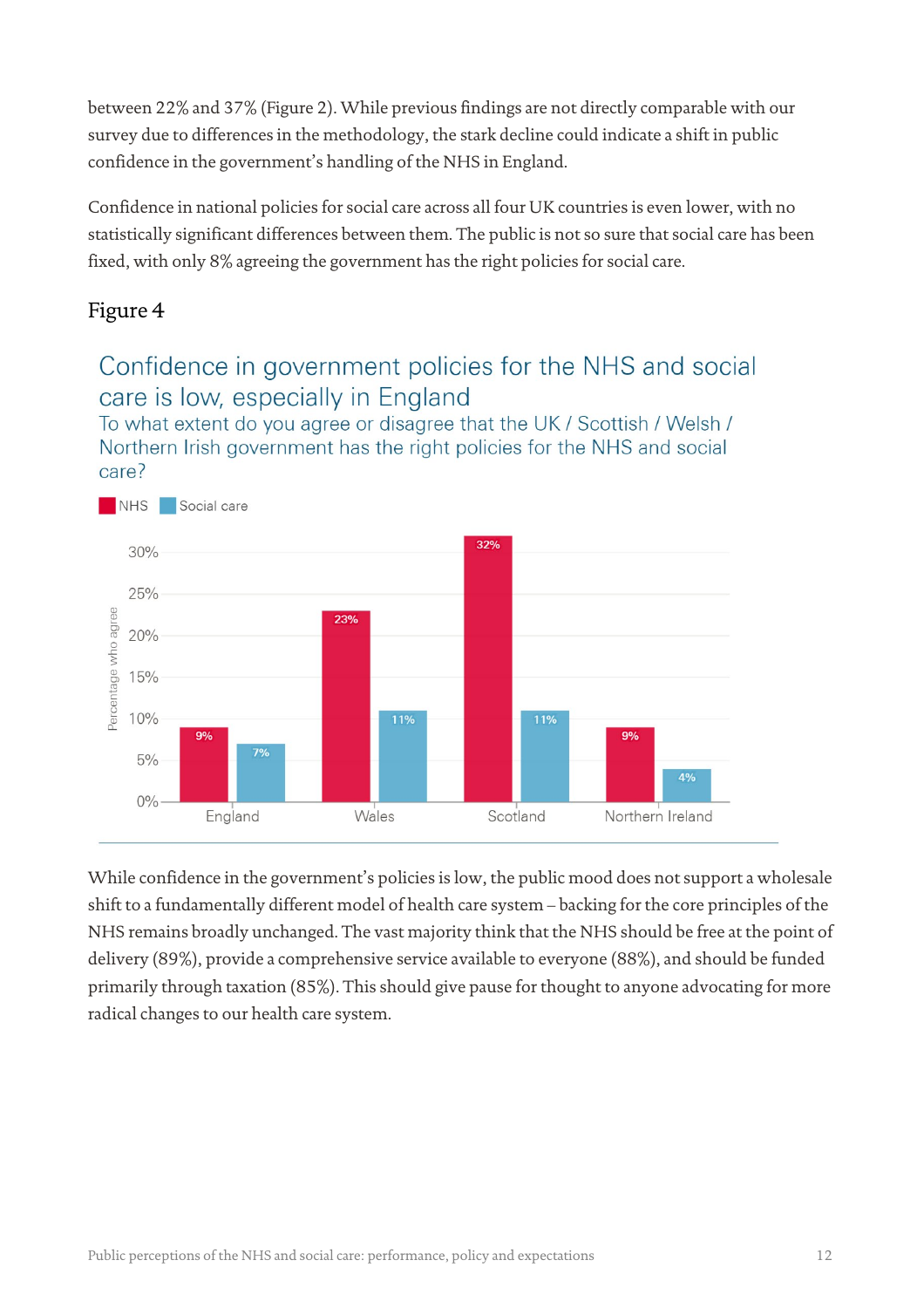between 22% and 37% (Figure 2). While previous findings are not directly comparable with our survey due to differences in the methodology, the stark decline could indicate a shift in public confidence in the government's handling of the NHS in England.

Confidence in national policies for social care across all four UK countries is even lower, with no statistically significant differences between them. The public is not so sure that social care has been fixed, with only 8% agreeing the government has the right policies for social care.

## Figure 4

### Confidence in government policies for the NHS and social care is low, especially in England

To what extent do you agree or disagree that the UK / Scottish / Welsh / Northern Irish government has the right policies for the NHS and social care?

Percentage who agree

| | NHS | Social care |
|---|---|---|
| England | 9% | 7% |
| Wales | 23% | 11% |
| Scotland | 32% | 11% |
| Northern Ireland | 9% | 4% |

While confidence in the government's policies is low, the public mood does not support a wholesale shift to a fundamentally different model of health care system – backing for the core principles of the NHS remains broadly unchanged. The vast majority think that the NHS should be free at the point of delivery (89%), provide a comprehensive service available to everyone (88%), and should be funded primarily through taxation (85%). This should give pause for thought to anyone advocating for more radical changes to our health care system.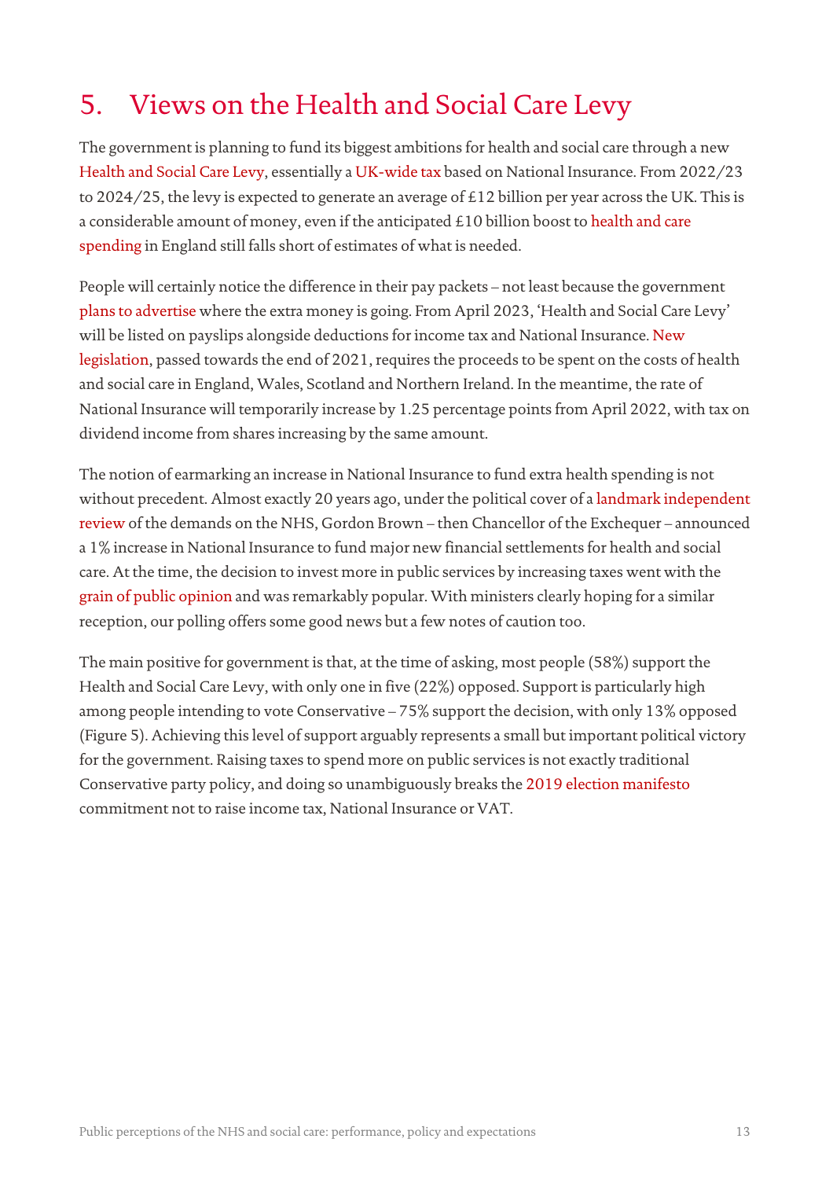# 5. Views on the Health and Social Care Levy

The government is planning to fund its biggest ambitions for health and social care through a new Health and Social Care Levy, essentially a UK-wide tax based on National Insurance. From 2022/23 to 2024/25, the levy is expected to generate an average of £12 billion per year across the UK. This is a considerable amount of money, even if the anticipated £10 billion boost to health and care spending in England still falls short of estimates of what is needed.

People will certainly notice the difference in their pay packets – not least because the government plans to advertise where the extra money is going. From April 2023, 'Health and Social Care Levy' will be listed on payslips alongside deductions for income tax and National Insurance. New legislation, passed towards the end of 2021, requires the proceeds to be spent on the costs of health and social care in England, Wales, Scotland and Northern Ireland. In the meantime, the rate of National Insurance will temporarily increase by 1.25 percentage points from April 2022, with tax on dividend income from shares increasing by the same amount.

The notion of earmarking an increase in National Insurance to fund extra health spending is not without precedent. Almost exactly 20 years ago, under the political cover of a landmark independent review of the demands on the NHS, Gordon Brown – then Chancellor of the Exchequer – announced a 1% increase in National Insurance to fund major new financial settlements for health and social care. At the time, the decision to invest more in public services by increasing taxes went with the grain of public opinion and was remarkably popular. With ministers clearly hoping for a similar reception, our polling offers some good news but a few notes of caution too.

The main positive for government is that, at the time of asking, most people (58%) support the Health and Social Care Levy, with only one in five (22%) opposed. Support is particularly high among people intending to vote Conservative – 75% support the decision, with only 13% opposed (Figure 5). Achieving this level of support arguably represents a small but important political victory for the government. Raising taxes to spend more on public services is not exactly traditional Conservative party policy, and doing so unambiguously breaks the 2019 election manifesto commitment not to raise income tax, National Insurance or VAT.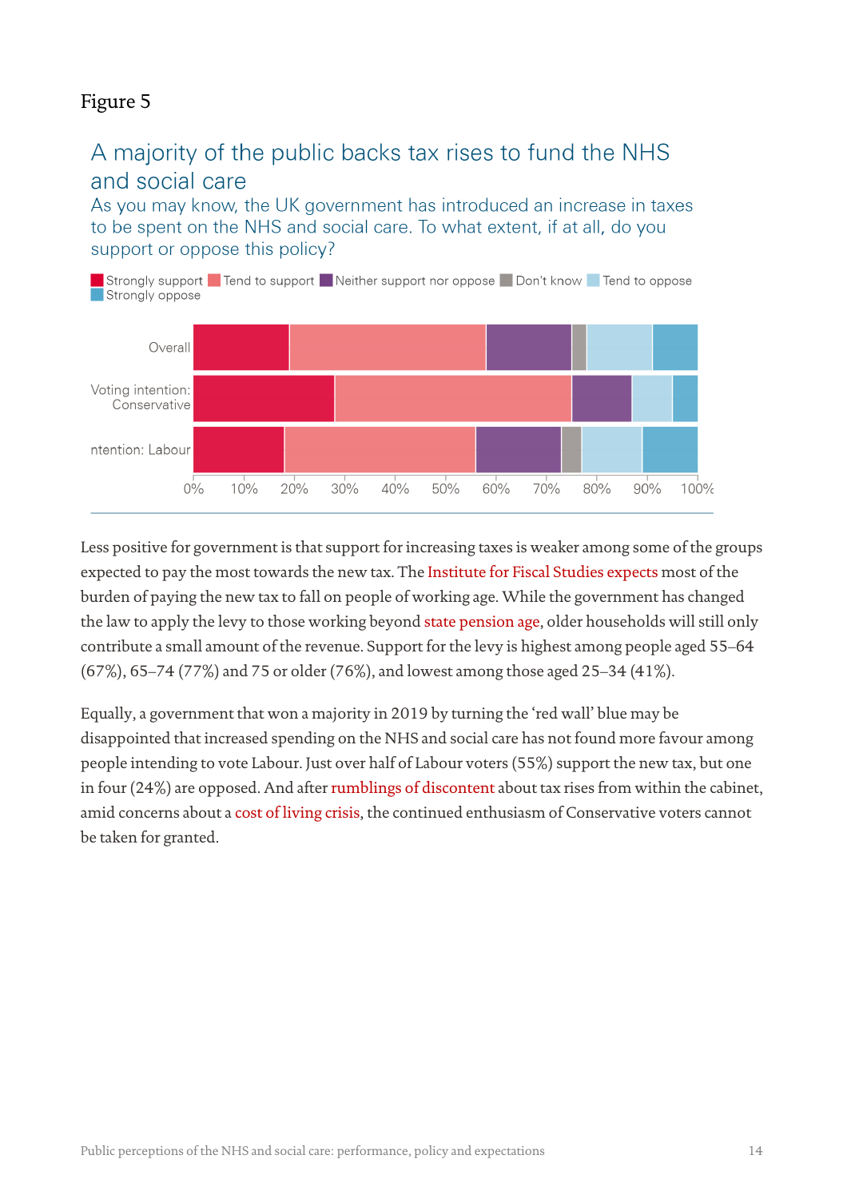Figure 5

## A majority of the public backs tax rises to fund the NHS and social care

As you may know, the UK government has introduced an increase in taxes to be spent on the NHS and social care. To what extent, if at all, do you support or oppose this policy?

Strongly support | Tend to support | Neither support nor oppose | Don't know | Tend to oppose | Strongly oppose

Overall

Voting intention: Conservative

ntention: Labour

0% 10% 20% 30% 40% 50% 60% 70% 80% 90% 100%

Less positive for government is that support for increasing taxes is weaker among some of the groups expected to pay the most towards the new tax. The Institute for Fiscal Studies expects most of the burden of paying the new tax to fall on people of working age. While the government has changed the law to apply the levy to those working beyond state pension age, older households will still only contribute a small amount of the revenue. Support for the levy is highest among people aged 55–64 (67%), 65–74 (77%) and 75 or older (76%), and lowest among those aged 25–34 (41%).

Equally, a government that won a majority in 2019 by turning the 'red wall' blue may be disappointed that increased spending on the NHS and social care has not found more favour among people intending to vote Labour. Just over half of Labour voters (55%) support the new tax, but one in four (24%) are opposed. And after rumblings of discontent about tax rises from within the cabinet, amid concerns about a cost of living crisis, the continued enthusiasm of Conservative voters cannot be taken for granted.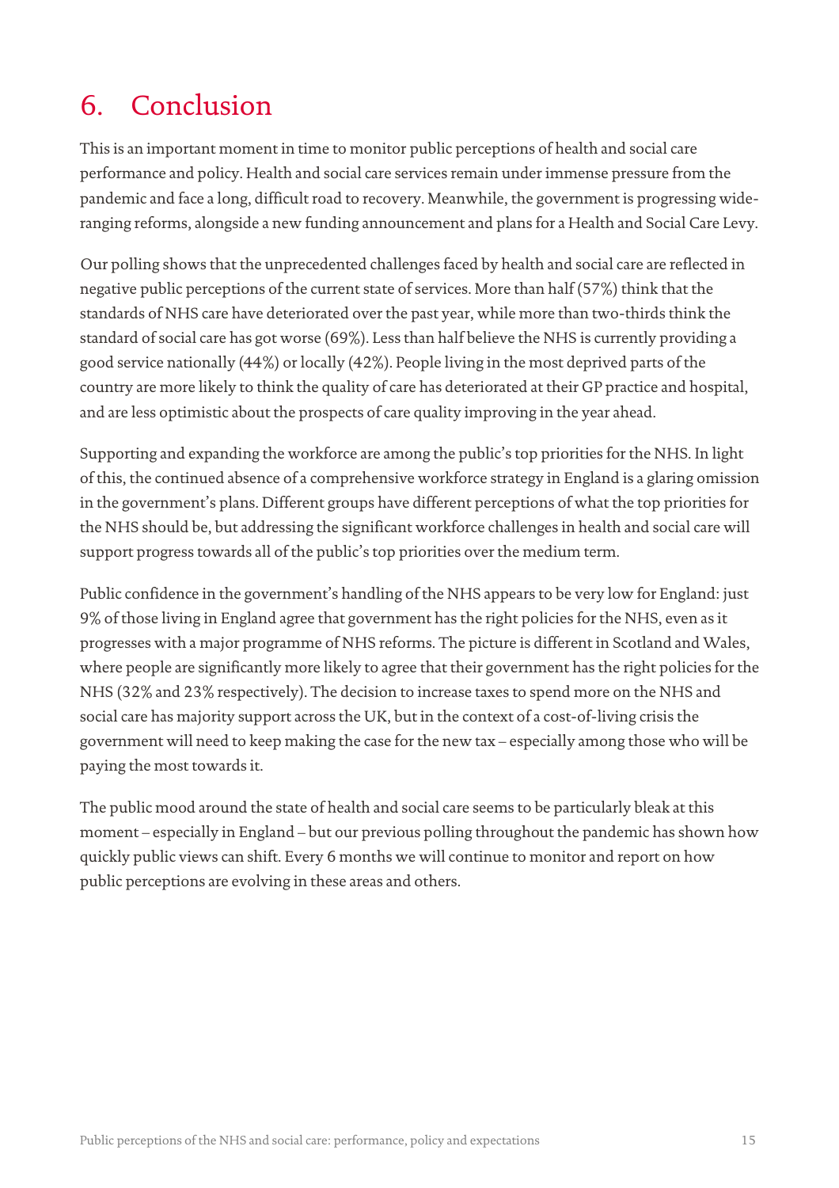# 6. Conclusion

This is an important moment in time to monitor public perceptions of health and social care performance and policy. Health and social care services remain under immense pressure from the pandemic and face a long, difficult road to recovery. Meanwhile, the government is progressing wide-ranging reforms, alongside a new funding announcement and plans for a Health and Social Care Levy.

Our polling shows that the unprecedented challenges faced by health and social care are reflected in negative public perceptions of the current state of services. More than half (57%) think that the standards of NHS care have deteriorated over the past year, while more than two-thirds think the standard of social care has got worse (69%). Less than half believe the NHS is currently providing a good service nationally (44%) or locally (42%). People living in the most deprived parts of the country are more likely to think the quality of care has deteriorated at their GP practice and hospital, and are less optimistic about the prospects of care quality improving in the year ahead.

Supporting and expanding the workforce are among the public's top priorities for the NHS. In light of this, the continued absence of a comprehensive workforce strategy in England is a glaring omission in the government's plans. Different groups have different perceptions of what the top priorities for the NHS should be, but addressing the significant workforce challenges in health and social care will support progress towards all of the public's top priorities over the medium term.

Public confidence in the government's handling of the NHS appears to be very low for England: just 9% of those living in England agree that government has the right policies for the NHS, even as it progresses with a major programme of NHS reforms. The picture is different in Scotland and Wales, where people are significantly more likely to agree that their government has the right policies for the NHS (32% and 23% respectively). The decision to increase taxes to spend more on the NHS and social care has majority support across the UK, but in the context of a cost-of-living crisis the government will need to keep making the case for the new tax – especially among those who will be paying the most towards it.

The public mood around the state of health and social care seems to be particularly bleak at this moment – especially in England – but our previous polling throughout the pandemic has shown how quickly public views can shift. Every 6 months we will continue to monitor and report on how public perceptions are evolving in these areas and others.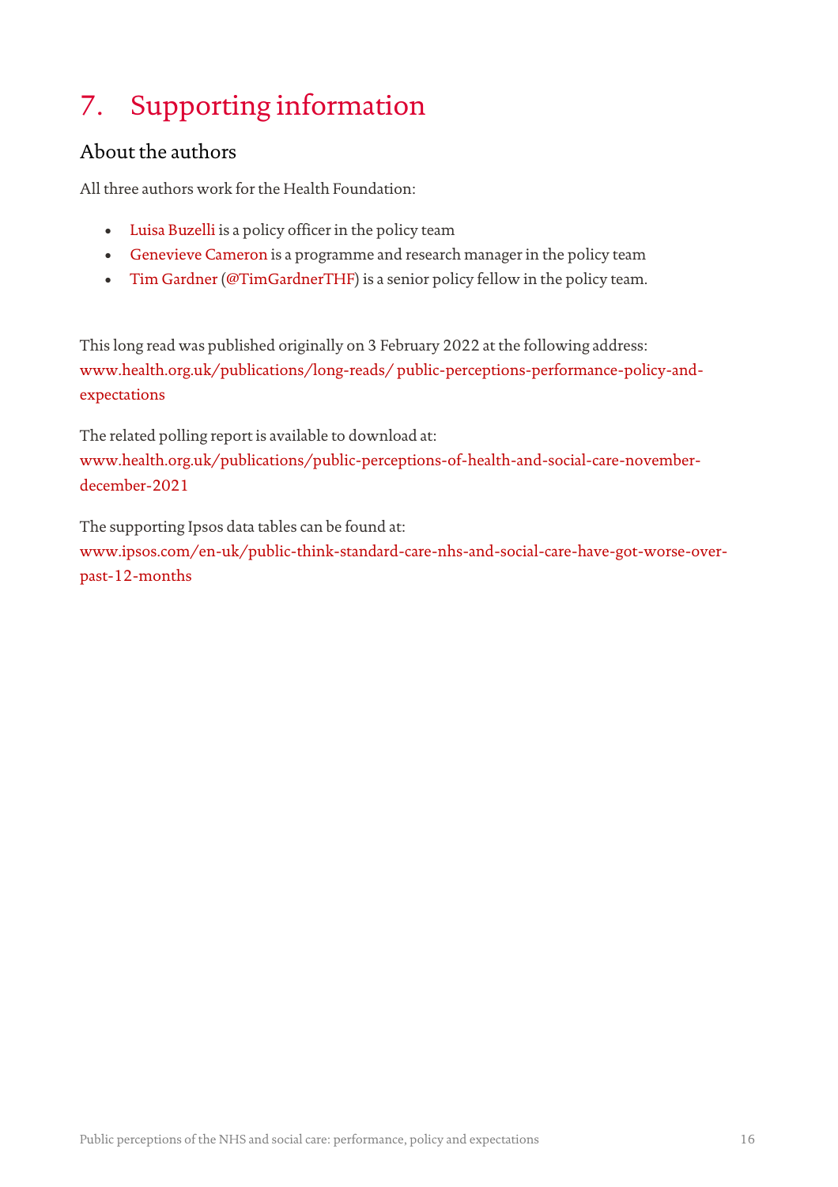# 7. Supporting information

## About the authors

All three authors work for the Health Foundation:

- Luisa Buzelli is a policy officer in the policy team
- Genevieve Cameron is a programme and research manager in the policy team
- Tim Gardner (@TimGardnerTHF) is a senior policy fellow in the policy team.

This long read was published originally on 3 February 2022 at the following address: www.health.org.uk/publications/long-reads/ public-perceptions-performance-policy-and-expectations

The related polling report is available to download at: www.health.org.uk/publications/public-perceptions-of-health-and-social-care-november-december-2021

The supporting Ipsos data tables can be found at: www.ipsos.com/en-uk/public-think-standard-care-nhs-and-social-care-have-got-worse-over-past-12-months